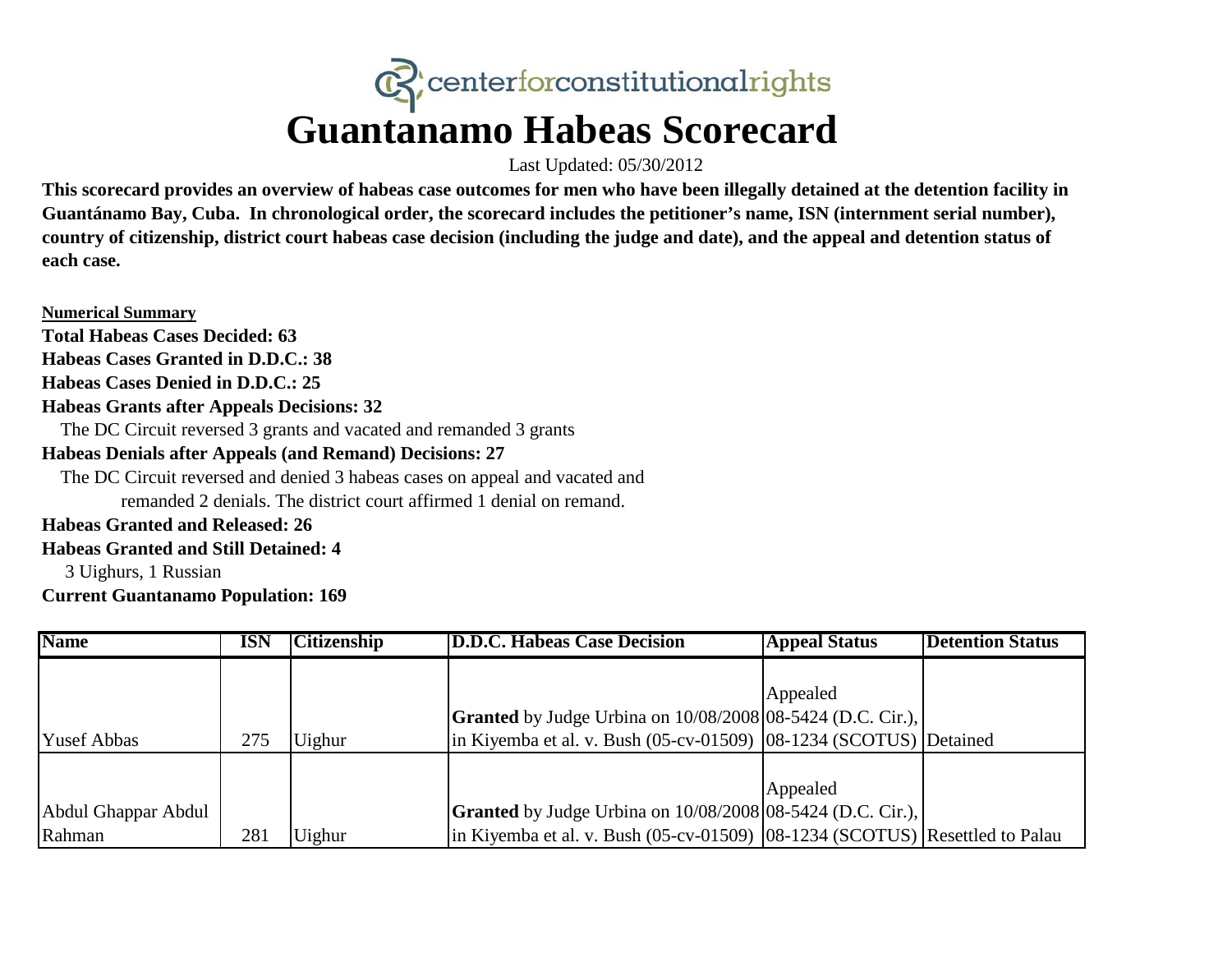centerforconstitutionalrights

# Guantanamo Habeas Scorecard

Last Updated: 05/30/2012

**This scorecard provides an overview of habeas case outcomes for men who have been illegally detained at the detention facility in Guantánamo Bay, Cuba. In chronological order, the scorecard includes the petitioner's name, ISN (internment serial number), country of citizenship, district court habeas case decision (including the judge and date), and the appeal and detention status of each case.**

**Numerical Summary**

**Total Habeas Cases Decided: 63**

**Habeas Cases Granted in D.D.C.: 38**

**Habeas Cases Denied in D.D.C.: 25**

**Habeas Grants after Appeals Decisions: 32**

The DC Circuit reversed 3 grants and vacated and remanded 3 grants

**Habeas Denials after Appeals (and Remand) Decisions: 27**

The DC Circuit reversed and denied 3 habeas cases on appeal and vacated and remanded 2 denials. The district court affirmed 1 denial on remand.

**Habeas Granted and Released: 26**

**Habeas Granted and Still Detained: 4**

3 Uighurs, 1 Russian

**Current Guantanamo Population: 169**

| Name | ISN | Citizenship | D.D.C. Habeas Case Decision | Appeal Status | Detention Status |
|---|---|---|---|---|---|
| Yusef Abbas | 275 | Uighur | **Granted** by Judge Urbina on 10/08/2008 in Kiyemba et al. v. Bush (05-cv-01509) | Appealed 08-5424 (D.C. Cir.), 08-1234 (SCOTUS) | Detained |
| Abdul Ghappar Abdul Rahman | 281 | Uighur | **Granted** by Judge Urbina on 10/08/2008 in Kiyemba et al. v. Bush (05-cv-01509) | Appealed 08-5424 (D.C. Cir.), 08-1234 (SCOTUS) | Resettled to Palau |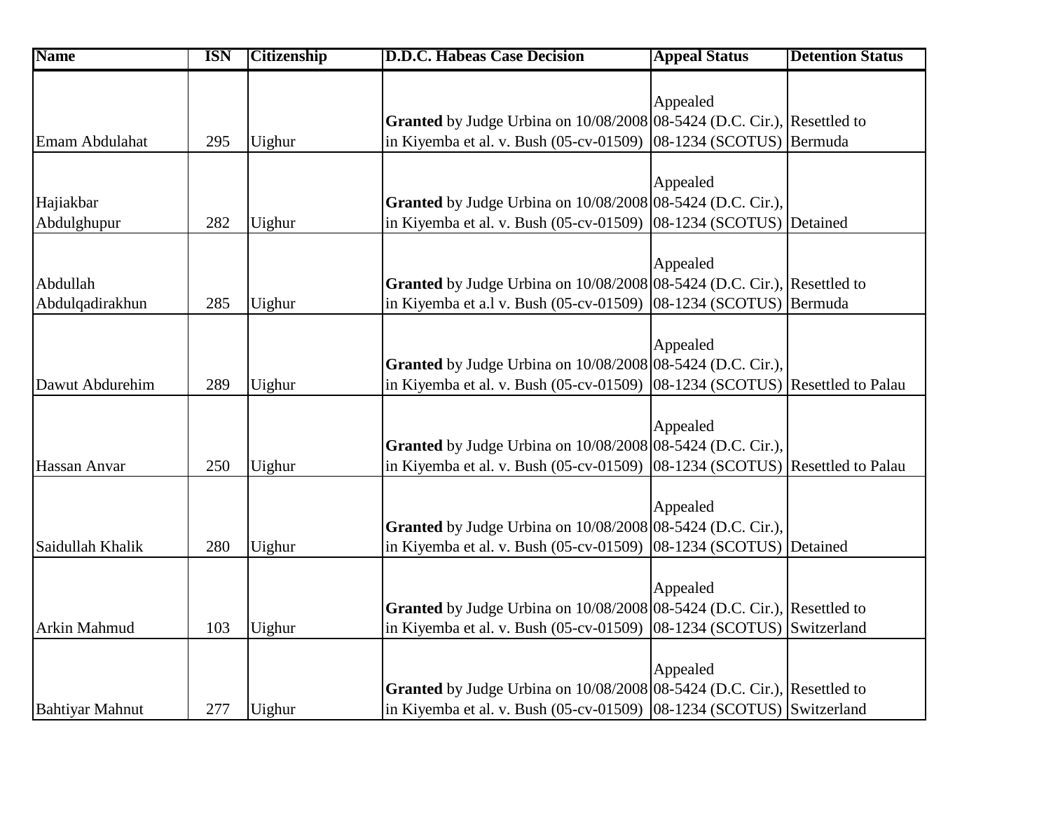| Name | ISN | Citizenship | D.D.C. Habeas Case Decision | Appeal Status | Detention Status |
|---|---|---|---|---|---|
| Emam Abdulahat | 295 | Uighur | **Granted** by Judge Urbina on 10/08/2008 in Kiyemba et al. v. Bush (05-cv-01509) | Appealed 08-5424 (D.C. Cir.), 08-1234 (SCOTUS) | Resettled to Bermuda |
| Hajiakbar Abdulghupur | 282 | Uighur | **Granted** by Judge Urbina on 10/08/2008 in Kiyemba et al. v. Bush (05-cv-01509) | Appealed 08-5424 (D.C. Cir.), 08-1234 (SCOTUS) | Detained |
| Abdullah Abdulqadirakhun | 285 | Uighur | **Granted** by Judge Urbina on 10/08/2008 in Kiyemba et a.l v. Bush (05-cv-01509) | Appealed 08-5424 (D.C. Cir.), 08-1234 (SCOTUS) | Resettled to Bermuda |
| Dawut Abdurehim | 289 | Uighur | **Granted** by Judge Urbina on 10/08/2008 in Kiyemba et al. v. Bush (05-cv-01509) | Appealed 08-5424 (D.C. Cir.), 08-1234 (SCOTUS) | Resettled to Palau |
| Hassan Anvar | 250 | Uighur | **Granted** by Judge Urbina on 10/08/2008 in Kiyemba et al. v. Bush (05-cv-01509) | Appealed 08-5424 (D.C. Cir.), 08-1234 (SCOTUS) | Resettled to Palau |
| Saidullah Khalik | 280 | Uighur | **Granted** by Judge Urbina on 10/08/2008 in Kiyemba et al. v. Bush (05-cv-01509) | Appealed 08-5424 (D.C. Cir.), 08-1234 (SCOTUS) | Detained |
| Arkin Mahmud | 103 | Uighur | **Granted** by Judge Urbina on 10/08/2008 in Kiyemba et al. v. Bush (05-cv-01509) | Appealed 08-5424 (D.C. Cir.), 08-1234 (SCOTUS) | Resettled to Switzerland |
| Bahtiyar Mahnut | 277 | Uighur | **Granted** by Judge Urbina on 10/08/2008 in Kiyemba et al. v. Bush (05-cv-01509) | Appealed 08-5424 (D.C. Cir.), 08-1234 (SCOTUS) | Resettled to Switzerland |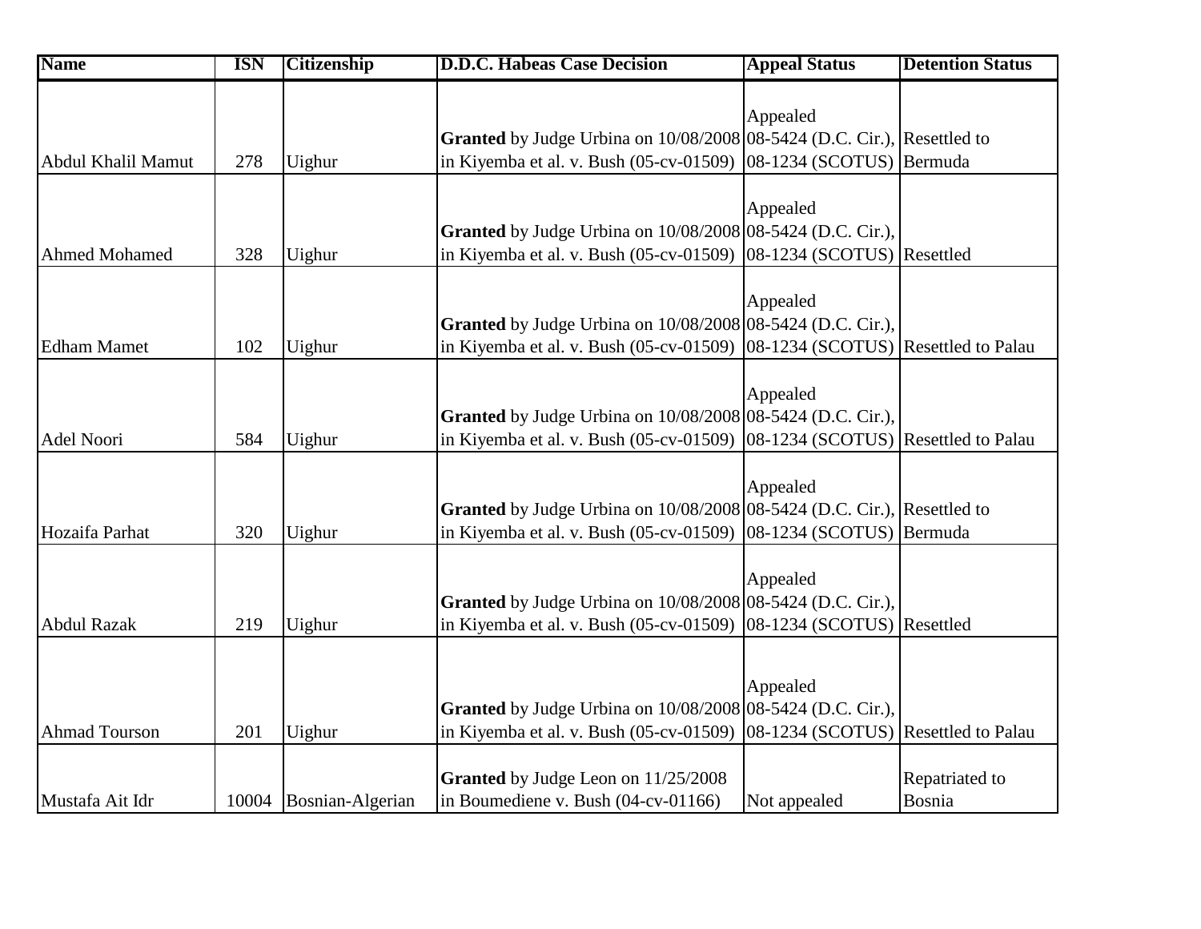| Name | ISN | Citizenship | D.D.C. Habeas Case Decision | Appeal Status | Detention Status |
|---|---|---|---|---|---|
| Abdul Khalil Mamut | 278 | Uighur | **Granted** by Judge Urbina on 10/08/2008 in Kiyemba et al. v. Bush (05-cv-01509) | Appealed 08-5424 (D.C. Cir.), 08-1234 (SCOTUS) | Resettled to Bermuda |
| Ahmed Mohamed | 328 | Uighur | **Granted** by Judge Urbina on 10/08/2008 in Kiyemba et al. v. Bush (05-cv-01509) | Appealed 08-5424 (D.C. Cir.), 08-1234 (SCOTUS) | Resettled |
| Edham Mamet | 102 | Uighur | **Granted** by Judge Urbina on 10/08/2008 in Kiyemba et al. v. Bush (05-cv-01509) | Appealed 08-5424 (D.C. Cir.), 08-1234 (SCOTUS) | Resettled to Palau |
| Adel Noori | 584 | Uighur | **Granted** by Judge Urbina on 10/08/2008 in Kiyemba et al. v. Bush (05-cv-01509) | Appealed 08-5424 (D.C. Cir.), 08-1234 (SCOTUS) | Resettled to Palau |
| Hozaifa Parhat | 320 | Uighur | **Granted** by Judge Urbina on 10/08/2008 in Kiyemba et al. v. Bush (05-cv-01509) | Appealed 08-5424 (D.C. Cir.), 08-1234 (SCOTUS) | Resettled to Bermuda |
| Abdul Razak | 219 | Uighur | **Granted** by Judge Urbina on 10/08/2008 in Kiyemba et al. v. Bush (05-cv-01509) | Appealed 08-5424 (D.C. Cir.), 08-1234 (SCOTUS) | Resettled |
| Ahmad Tourson | 201 | Uighur | **Granted** by Judge Urbina on 10/08/2008 in Kiyemba et al. v. Bush (05-cv-01509) | Appealed 08-5424 (D.C. Cir.), 08-1234 (SCOTUS) | Resettled to Palau |
| Mustafa Ait Idr | 10004 | Bosnian-Algerian | **Granted** by Judge Leon on 11/25/2008 in Boumediene v. Bush (04-cv-01166) | Not appealed | Repatriated to Bosnia |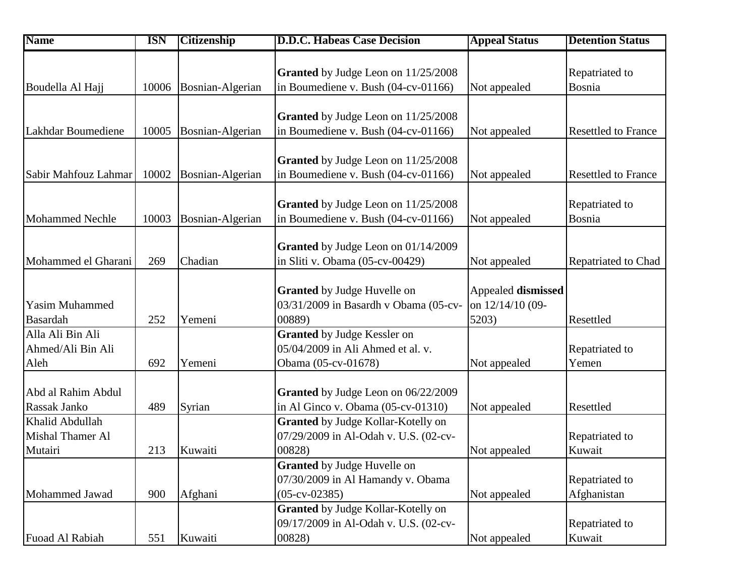| Name | ISN | Citizenship | D.D.C. Habeas Case Decision | Appeal Status | Detention Status |
|---|---|---|---|---|---|
| Boudella Al Hajj | 10006 | Bosnian-Algerian | **Granted** by Judge Leon on 11/25/2008 in Boumediene v. Bush (04-cv-01166) | Not appealed | Repatriated to Bosnia |
| Lakhdar Boumediene | 10005 | Bosnian-Algerian | **Granted** by Judge Leon on 11/25/2008 in Boumediene v. Bush (04-cv-01166) | Not appealed | Resettled to France |
| Sabir Mahfouz Lahmar | 10002 | Bosnian-Algerian | **Granted** by Judge Leon on 11/25/2008 in Boumediene v. Bush (04-cv-01166) | Not appealed | Resettled to France |
| Mohammed Nechle | 10003 | Bosnian-Algerian | **Granted** by Judge Leon on 11/25/2008 in Boumediene v. Bush (04-cv-01166) | Not appealed | Repatriated to Bosnia |
| Mohammed el Gharani | 269 | Chadian | **Granted** by Judge Leon on 01/14/2009 in Sliti v. Obama (05-cv-00429) | Not appealed | Repatriated to Chad |
| Yasim Muhammed Basardah | 252 | Yemeni | **Granted** by Judge Huvelle on 03/31/2009 in Basardh v Obama (05-cv-00889) | Appealed **dismissed** on 12/14/10 (09-5203) | Resettled |
| Alla Ali Bin Ali Ahmed/Ali Bin Ali Aleh | 692 | Yemeni | **Granted** by Judge Kessler on 05/04/2009 in Ali Ahmed et al. v. Obama (05-cv-01678) | Not appealed | Repatriated to Yemen |
| Abd al Rahim Abdul Rassak Janko | 489 | Syrian | **Granted** by Judge Leon on 06/22/2009 in Al Ginco v. Obama (05-cv-01310) | Not appealed | Resettled |
| Khalid Abdullah Mishal Thamer Al Mutairi | 213 | Kuwaiti | **Granted** by Judge Kollar-Kotelly on 07/29/2009 in Al-Odah v. U.S. (02-cv-00828) | Not appealed | Repatriated to Kuwait |
| Mohammed Jawad | 900 | Afghani | **Granted** by Judge Huvelle on 07/30/2009 in Al Hamandy v. Obama (05-cv-02385) | Not appealed | Repatriated to Afghanistan |
| Fuoad Al Rabiah | 551 | Kuwaiti | **Granted** by Judge Kollar-Kotelly on 09/17/2009 in Al-Odah v. U.S. (02-cv-00828) | Not appealed | Repatriated to Kuwait |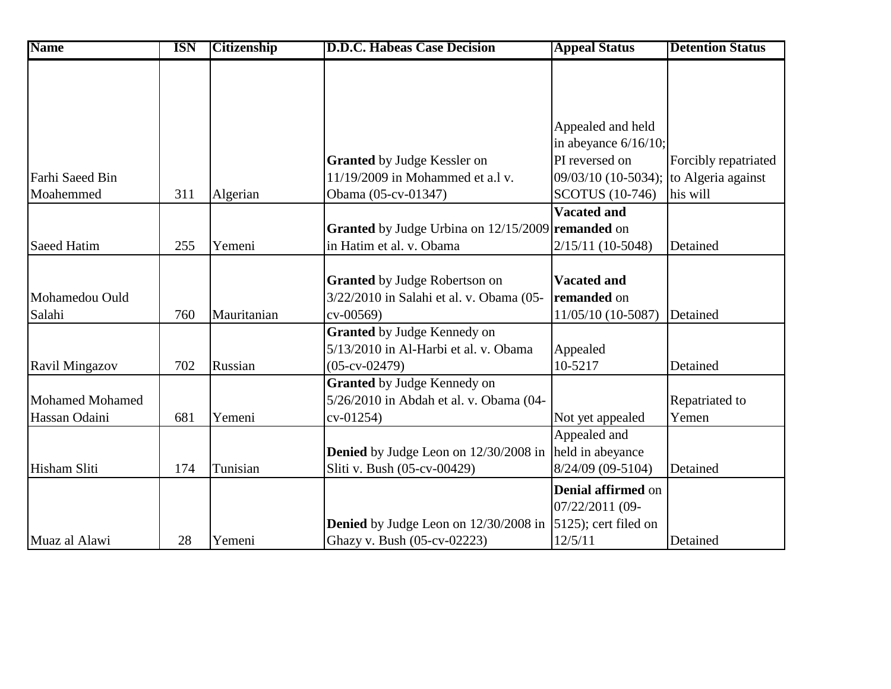| Name | ISN | Citizenship | D.D.C. Habeas Case Decision | Appeal Status | Detention Status |
|---|---|---|---|---|---|
| Farhi Saeed Bin Moahemmed | 311 | Algerian | **Granted** by Judge Kessler on 11/19/2009 in Mohammed et a.l v. Obama (05-cv-01347) | Appealed and held in abeyance 6/16/10; PI reversed on 09/03/10 (10-5034); SCOTUS (10-746) | Forcibly repatriated to Algeria against his will |
| Saeed Hatim | 255 | Yemeni | **Granted** by Judge Urbina on 12/15/2009 in Hatim et al. v. Obama | **Vacated and remanded** on 2/15/11 (10-5048) | Detained |
| Mohamedou Ould Salahi | 760 | Mauritanian | **Granted** by Judge Robertson on 3/22/2010 in Salahi et al. v. Obama (05-cv-00569) | **Vacated and remanded** on 11/05/10 (10-5087) | Detained |
| Ravil Mingazov | 702 | Russian | **Granted** by Judge Kennedy on 5/13/2010 in Al-Harbi et al. v. Obama (05-cv-02479) | Appealed 10-5217 | Detained |
| Mohamed Mohamed Hassan Odaini | 681 | Yemeni | **Granted** by Judge Kennedy on 5/26/2010 in Abdah et al. v. Obama (04-cv-01254) | Not yet appealed | Repatriated to Yemen |
| Hisham Sliti | 174 | Tunisian | **Denied** by Judge Leon on 12/30/2008 in Sliti v. Bush (05-cv-00429) | Appealed and held in abeyance 8/24/09 (09-5104) | Detained |
| Muaz al Alawi | 28 | Yemeni | **Denied** by Judge Leon on 12/30/2008 in Ghazy v. Bush (05-cv-02223) | **Denial affirmed** on 07/22/2011 (09-5125); cert filed on 12/5/11 | Detained |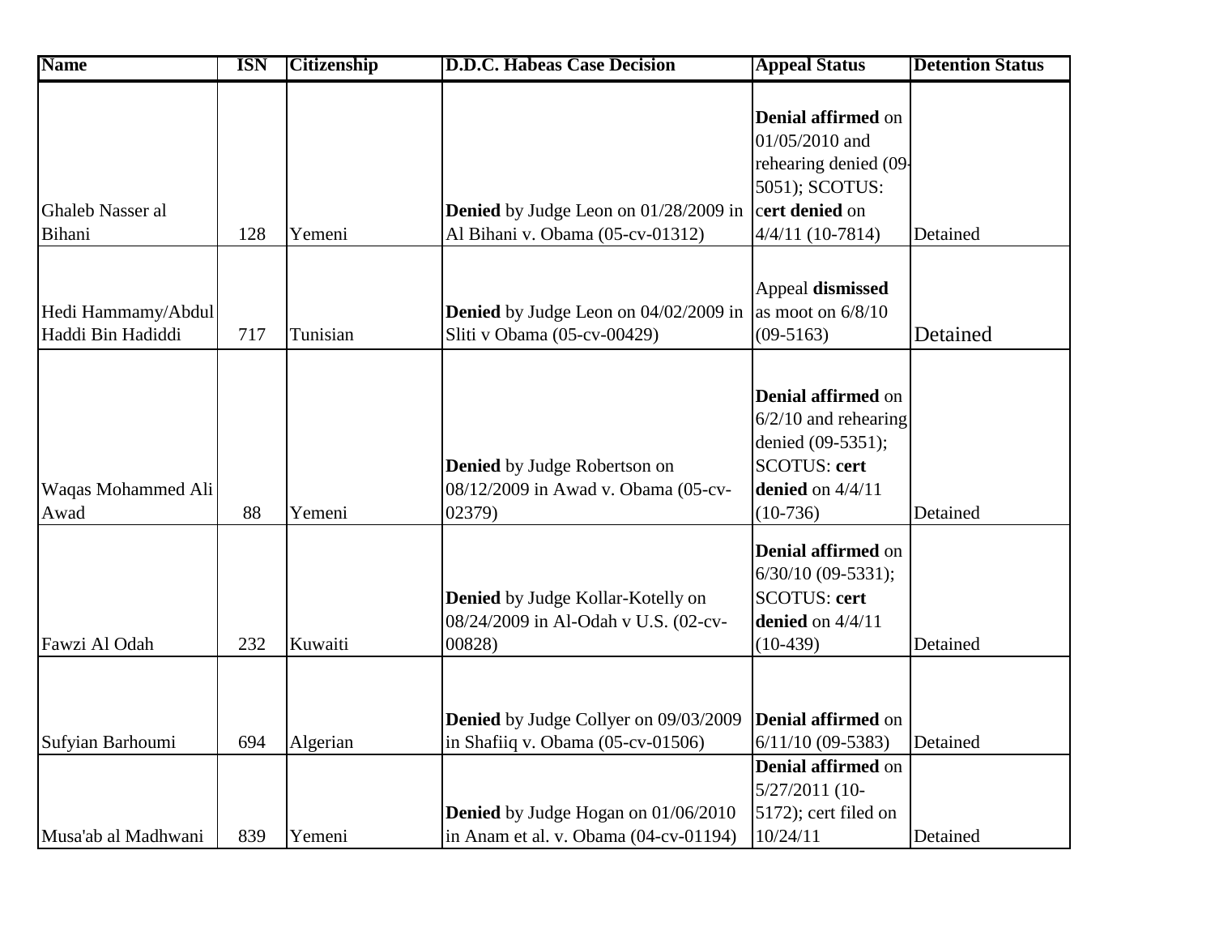| Name | ISN | Citizenship | D.D.C. Habeas Case Decision | Appeal Status | Detention Status |
|---|---|---|---|---|---|
| Ghaleb Nasser al Bihani | 128 | Yemeni | **Denied** by Judge Leon on 01/28/2009 in Al Bihani v. Obama (05-cv-01312) | **Denial affirmed** on 01/05/2010 and rehearing denied (09-5051); SCOTUS: **cert denied** on 4/4/11 (10-7814) | Detained |
| Hedi Hammamy/Abdul Haddi Bin Hadiddi | 717 | Tunisian | **Denied** by Judge Leon on 04/02/2009 in Sliti v Obama (05-cv-00429) | Appeal **dismissed** as moot on 6/8/10 (09-5163) | Detained |
| Waqas Mohammed Ali Awad | 88 | Yemeni | **Denied** by Judge Robertson on 08/12/2009 in Awad v. Obama (05-cv-02379) | **Denial affirmed** on 6/2/10 and rehearing denied (09-5351); SCOTUS: **cert denied** on 4/4/11 (10-736) | Detained |
| Fawzi Al Odah | 232 | Kuwaiti | **Denied** by Judge Kollar-Kotelly on 08/24/2009 in Al-Odah v U.S. (02-cv-00828) | **Denial affirmed** on 6/30/10 (09-5331); SCOTUS: **cert denied** on 4/4/11 (10-439) | Detained |
| Sufyian Barhoumi | 694 | Algerian | **Denied** by Judge Collyer on 09/03/2009 in Shafiiq v. Obama (05-cv-01506) | **Denial affirmed** on 6/11/10 (09-5383) | Detained |
| Musa'ab al Madhwani | 839 | Yemeni | **Denied** by Judge Hogan on 01/06/2010 in Anam et al. v. Obama (04-cv-01194) | **Denial affirmed** on 5/27/2011 (10-5172); cert filed on 10/24/11 | Detained |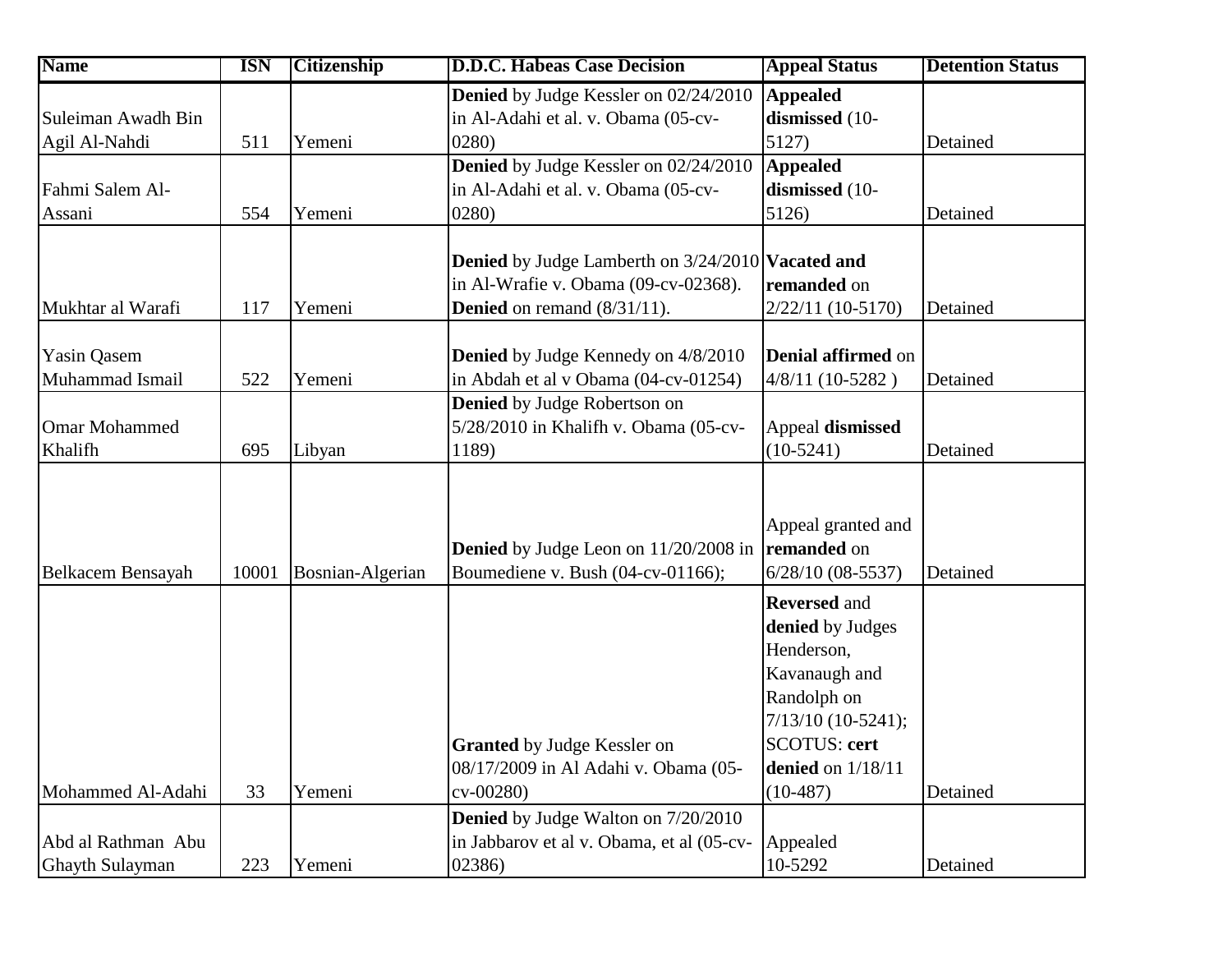| Name | ISN | Citizenship | D.D.C. Habeas Case Decision | Appeal Status | Detention Status |
|---|---|---|---|---|---|
| Suleiman Awadh Bin Agil Al-Nahdi | 511 | Yemeni | **Denied** by Judge Kessler on 02/24/2010 in Al-Adahi et al. v. Obama (05-cv-0280) | **Appealed dismissed** (10-5127) | Detained |
| Fahmi Salem Al-Assani | 554 | Yemeni | **Denied** by Judge Kessler on 02/24/2010 in Al-Adahi et al. v. Obama (05-cv-0280) | **Appealed dismissed** (10-5126) | Detained |
| Mukhtar al Warafi | 117 | Yemeni | **Denied** by Judge Lamberth on 3/24/2010 in Al-Wrafie v. Obama (09-cv-02368). **Denied** on remand (8/31/11). | **Vacated and remanded** on 2/22/11 (10-5170) | Detained |
| Yasin Qasem Muhammad Ismail | 522 | Yemeni | **Denied** by Judge Kennedy on 4/8/2010 in Abdah et al v Obama (04-cv-01254) | **Denial affirmed** on 4/8/11 (10-5282 ) | Detained |
| Omar Mohammed Khalifh | 695 | Libyan | **Denied** by Judge Robertson on 5/28/2010 in Khalifh v. Obama (05-cv-1189) | Appeal **dismissed** (10-5241) | Detained |
| Belkacem Bensayah | 10001 | Bosnian-Algerian | **Denied** by Judge Leon on 11/20/2008 in Boumediene v. Bush (04-cv-01166); | Appeal granted and **remanded** on 6/28/10 (08-5537) | Detained |
| Mohammed Al-Adahi | 33 | Yemeni | **Granted** by Judge Kessler on 08/17/2009 in Al Adahi v. Obama (05-cv-00280) | **Reversed** and **denied** by Judges Henderson, Kavanaugh and Randolph on 7/13/10 (10-5241); SCOTUS: **cert denied** on 1/18/11 (10-487) | Detained |
| Abd al Rathman Abu Ghayth Sulayman | 223 | Yemeni | **Denied** by Judge Walton on 7/20/2010 in Jabbarov et al v. Obama, et al (05-cv-02386) | Appealed 10-5292 | Detained |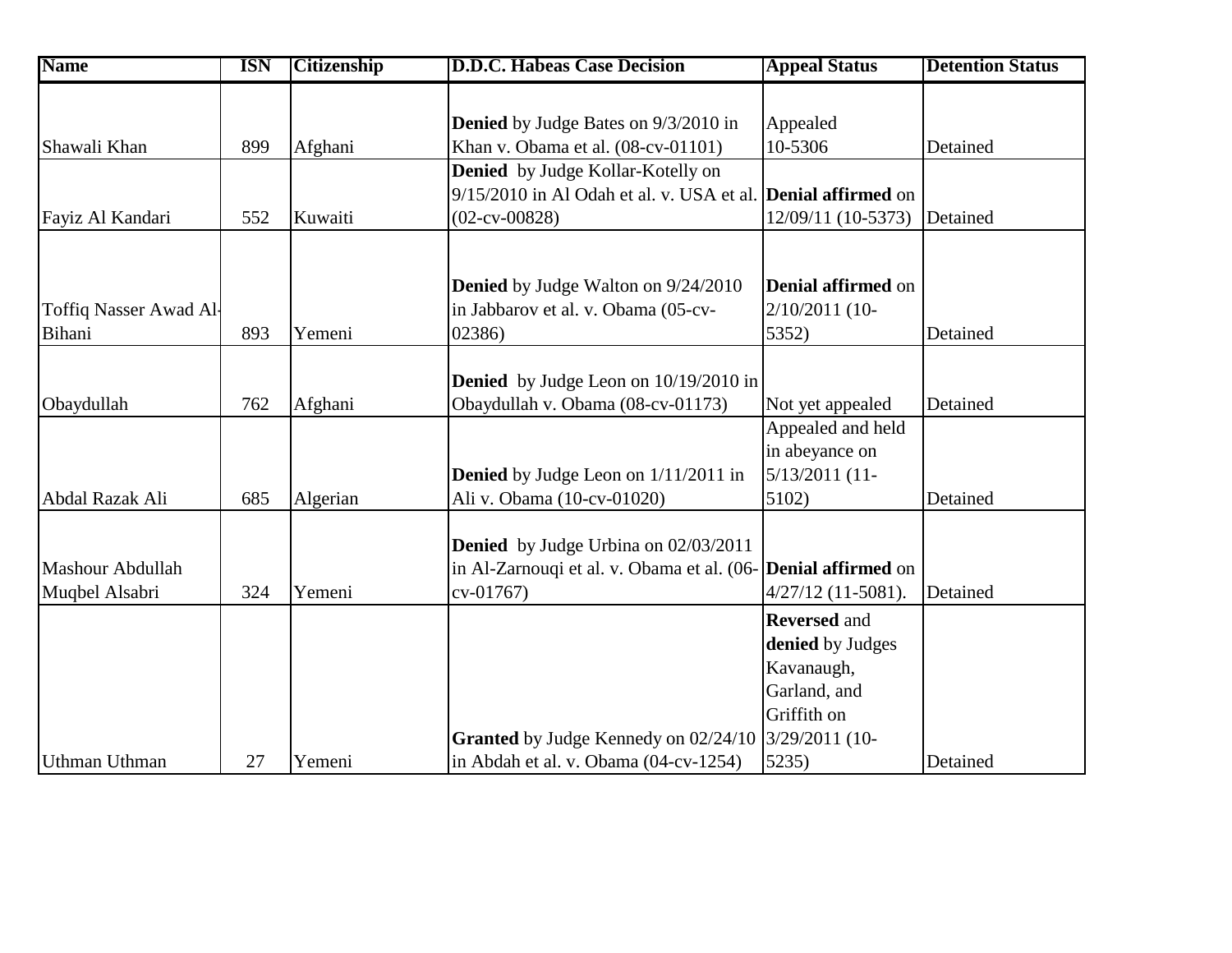| Name | ISN | Citizenship | D.D.C. Habeas Case Decision | Appeal Status | Detention Status |
|---|---|---|---|---|---|
| Shawali Khan | 899 | Afghani | **Denied** by Judge Bates on 9/3/2010 in Khan v. Obama et al. (08-cv-01101) | Appealed 10-5306 | Detained |
| Fayiz Al Kandari | 552 | Kuwaiti | **Denied** by Judge Kollar-Kotelly on 9/15/2010 in Al Odah et al. v. USA et al. (02-cv-00828) | **Denial affirmed** on 12/09/11 (10-5373) | Detained |
| Toffiq Nasser Awad Al-Bihani | 893 | Yemeni | **Denied** by Judge Walton on 9/24/2010 in Jabbarov et al. v. Obama (05-cv-02386) | **Denial affirmed** on 2/10/2011 (10-5352) | Detained |
| Obaydullah | 762 | Afghani | **Denied** by Judge Leon on 10/19/2010 in Obaydullah v. Obama (08-cv-01173) | Not yet appealed | Detained |
| Abdal Razak Ali | 685 | Algerian | **Denied** by Judge Leon on 1/11/2011 in Ali v. Obama (10-cv-01020) | Appealed and held in abeyance on 5/13/2011 (11-5102) | Detained |
| Mashour Abdullah Muqbel Alsabri | 324 | Yemeni | **Denied** by Judge Urbina on 02/03/2011 in Al-Zarnouqi et al. v. Obama et al. (06-cv-01767) | **Denial affirmed** on 4/27/12 (11-5081). | Detained |
| Uthman Uthman | 27 | Yemeni | **Granted** by Judge Kennedy on 02/24/10 in Abdah et al. v. Obama (04-cv-1254) | **Reversed** and **denied** by Judges Kavanaugh, Garland, and Griffith on 3/29/2011 (10-5235) | Detained |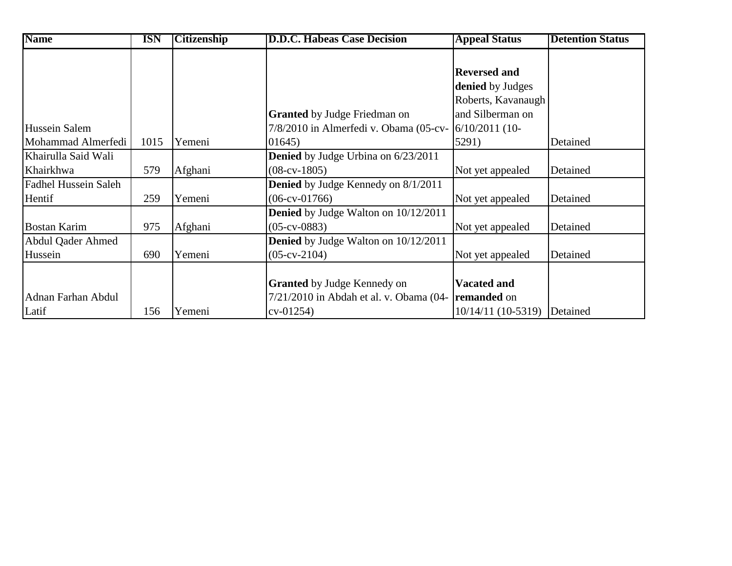| Name | ISN | Citizenship | D.D.C. Habeas Case Decision | Appeal Status | Detention Status |
| --- | --- | --- | --- | --- | --- |
| Hussein Salem Mohammad Almerfedi | 1015 | Yemeni | **Granted** by Judge Friedman on 7/8/2010 in Almerfedi v. Obama (05-cv-01645) | **Reversed and denied** by Judges Roberts, Kavanaugh and Silberman on 6/10/2011 (10-5291) | Detained |
| Khairulla Said Wali Khairkhwa | 579 | Afghani | **Denied** by Judge Urbina on 6/23/2011 (08-cv-1805) | Not yet appealed | Detained |
| Fadhel Hussein Saleh Hentif | 259 | Yemeni | **Denied** by Judge Kennedy on 8/1/2011 (06-cv-01766) | Not yet appealed | Detained |
| Bostan Karim | 975 | Afghani | **Denied** by Judge Walton on 10/12/2011 (05-cv-0883) | Not yet appealed | Detained |
| Abdul Qader Ahmed Hussein | 690 | Yemeni | **Denied** by Judge Walton on 10/12/2011 (05-cv-2104) | Not yet appealed | Detained |
| Adnan Farhan Abdul Latif | 156 | Yemeni | **Granted** by Judge Kennedy on 7/21/2010 in Abdah et al. v. Obama (04-cv-01254) | **Vacated and remanded** on 10/14/11 (10-5319) | Detained |